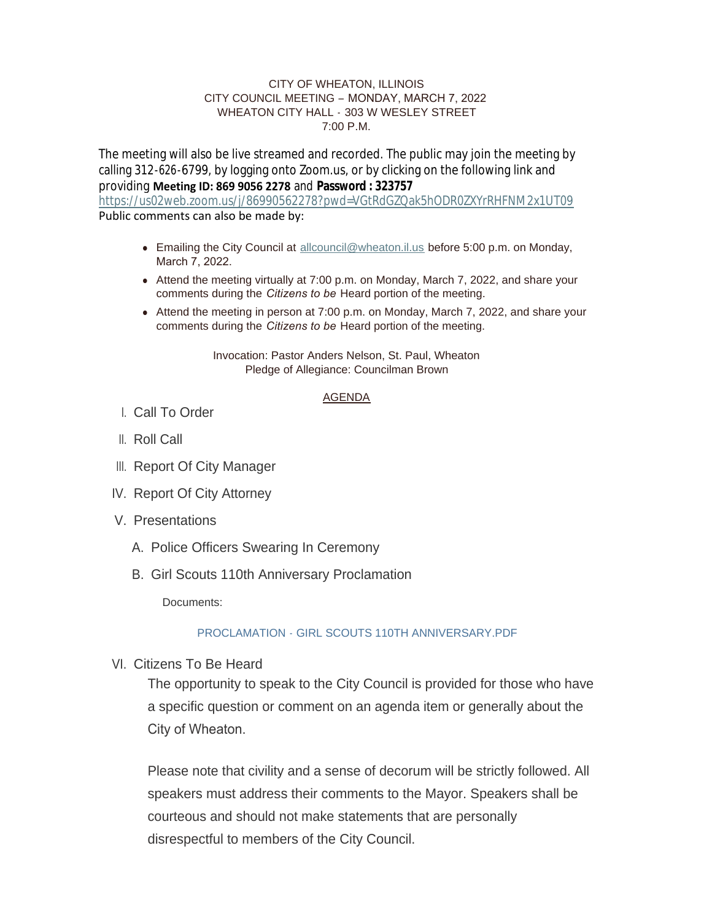CITY OF WHEATON, ILLINOIS
CITY COUNCIL MEETING – MONDAY, MARCH 7, 2022
WHEATON CITY HALL - 303 W WESLEY STREET
7:00 P.M.

The meeting will also be live streamed and recorded. The public may join the meeting by calling 312-626-6799, by logging onto Zoom.us, or by clicking on the following link and providing **Meeting ID: 869 9056 2278** and **Password : 323757**
https://us02web.zoom.us/j/86990562278?pwd=VGtRdGZQak5hODR0ZXYrRHFNM2x1UT09
Public comments can also be made by:

- Emailing the City Council at allcouncil@wheaton.il.us before 5:00 p.m. on Monday, March 7, 2022.
- Attend the meeting virtually at 7:00 p.m. on Monday, March 7, 2022, and share your comments during the *Citizens to be* Heard portion of the meeting.
- Attend the meeting in person at 7:00 p.m. on Monday, March 7, 2022, and share your comments during the *Citizens to be* Heard portion of the meeting.

Invocation: Pastor Anders Nelson, St. Paul, Wheaton
Pledge of Allegiance: Councilman Brown

## AGENDA

I. Call To Order

II. Roll Call

III. Report Of City Manager

IV. Report Of City Attorney

V. Presentations

   A. Police Officers Swearing In Ceremony

   B. Girl Scouts 110th Anniversary Proclamation

      Documents:

      PROCLAMATION - GIRL SCOUTS 110TH ANNIVERSARY.PDF

VI. Citizens To Be Heard

The opportunity to speak to the City Council is provided for those who have a specific question or comment on an agenda item or generally about the City of Wheaton.

Please note that civility and a sense of decorum will be strictly followed. All speakers must address their comments to the Mayor. Speakers shall be courteous and should not make statements that are personally disrespectful to members of the City Council.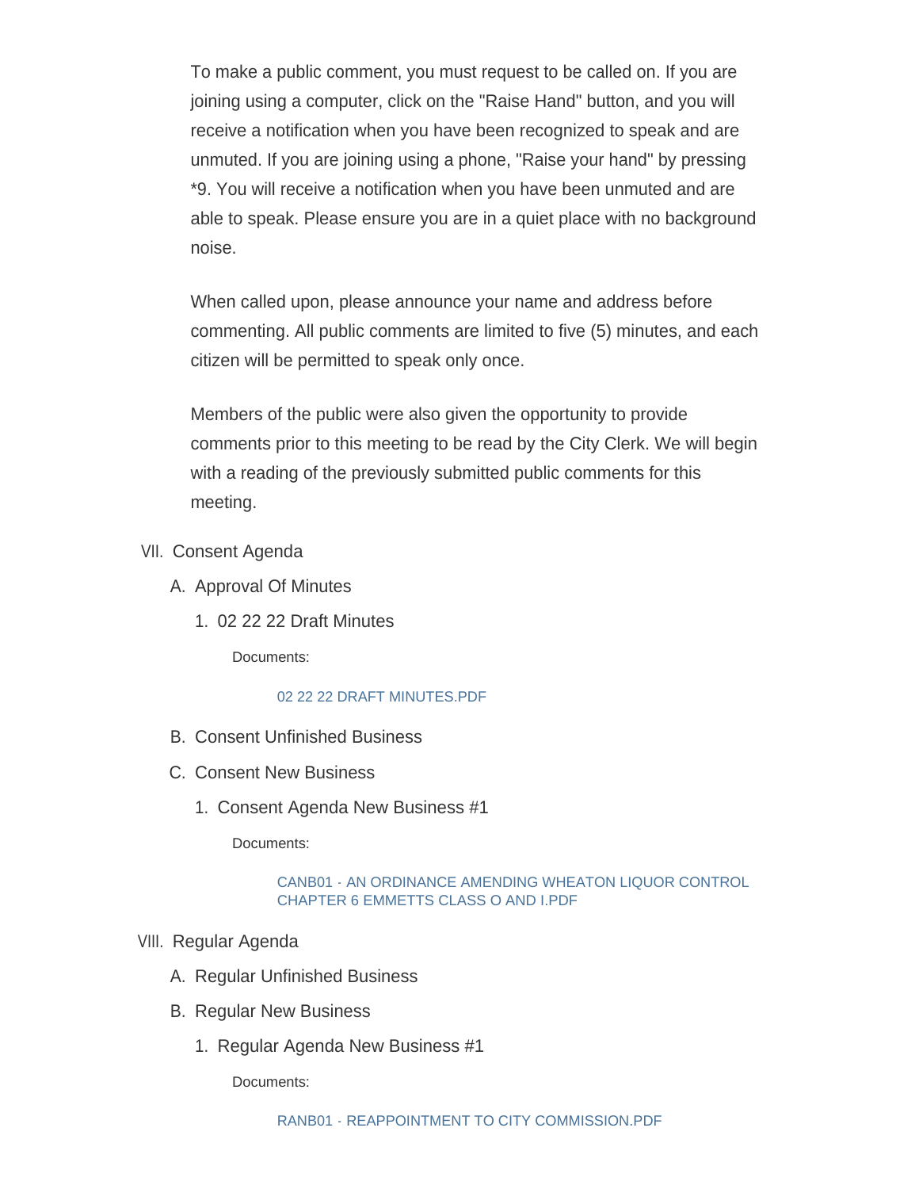To make a public comment, you must request to be called on. If you are joining using a computer, click on the "Raise Hand" button, and you will receive a notification when you have been recognized to speak and are unmuted. If you are joining using a phone, "Raise your hand" by pressing *9. You will receive a notification when you have been unmuted and are able to speak. Please ensure you are in a quiet place with no background noise.

When called upon, please announce your name and address before commenting. All public comments are limited to five (5) minutes, and each citizen will be permitted to speak only once.

Members of the public were also given the opportunity to provide comments prior to this meeting to be read by the City Clerk. We will begin with a reading of the previously submitted public comments for this meeting.

VII. Consent Agenda

A. Approval Of Minutes

1. 02 22 22 Draft Minutes

Documents:

02 22 22 DRAFT MINUTES.PDF

B. Consent Unfinished Business

C. Consent New Business

1. Consent Agenda New Business #1

Documents:

CANB01 - AN ORDINANCE AMENDING WHEATON LIQUOR CONTROL CHAPTER 6 EMMETTS CLASS O AND I.PDF

VIII. Regular Agenda

A. Regular Unfinished Business

B. Regular New Business

1. Regular Agenda New Business #1

Documents:

RANB01 - REAPPOINTMENT TO CITY COMMISSION.PDF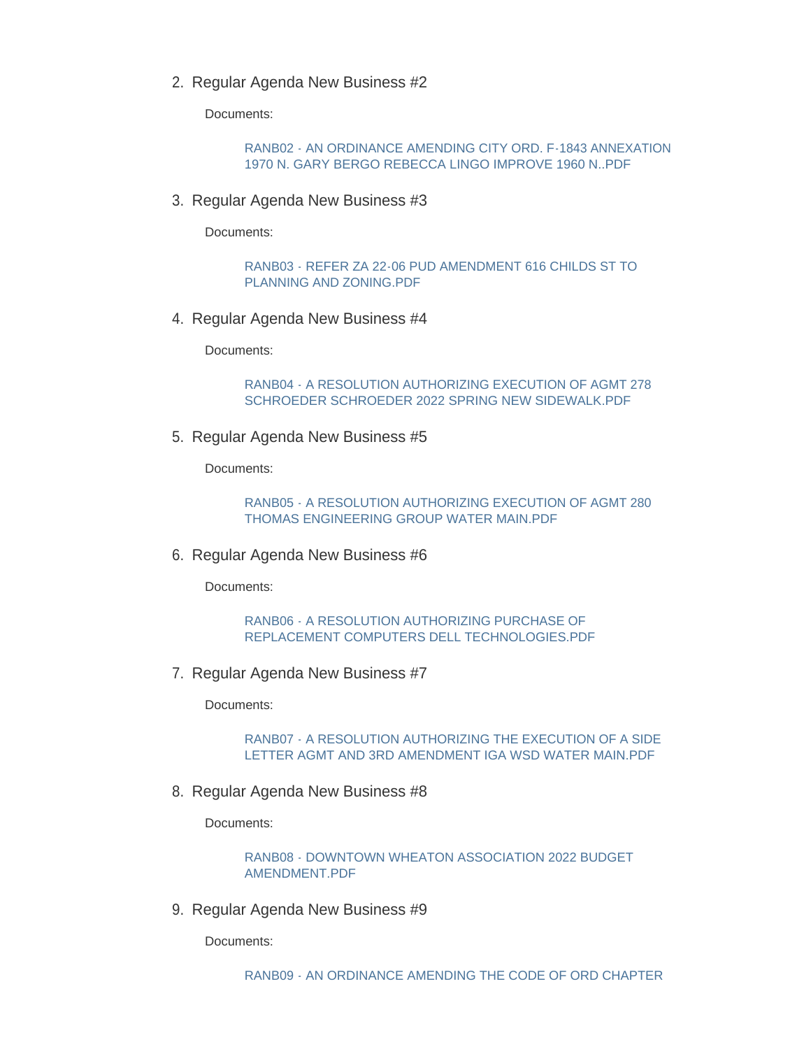2. Regular Agenda New Business #2

   Documents:

   RANB02 - AN ORDINANCE AMENDING CITY ORD. F-1843 ANNEXATION 1970 N. GARY BERGO REBECCA LINGO IMPROVE 1960 N..PDF

3. Regular Agenda New Business #3

   Documents:

   RANB03 - REFER ZA 22-06 PUD AMENDMENT 616 CHILDS ST TO PLANNING AND ZONING.PDF

4. Regular Agenda New Business #4

   Documents:

   RANB04 - A RESOLUTION AUTHORIZING EXECUTION OF AGMT 278 SCHROEDER SCHROEDER 2022 SPRING NEW SIDEWALK.PDF

5. Regular Agenda New Business #5

   Documents:

   RANB05 - A RESOLUTION AUTHORIZING EXECUTION OF AGMT 280 THOMAS ENGINEERING GROUP WATER MAIN.PDF

6. Regular Agenda New Business #6

   Documents:

   RANB06 - A RESOLUTION AUTHORIZING PURCHASE OF REPLACEMENT COMPUTERS DELL TECHNOLOGIES.PDF

7. Regular Agenda New Business #7

   Documents:

   RANB07 - A RESOLUTION AUTHORIZING THE EXECUTION OF A SIDE LETTER AGMT AND 3RD AMENDMENT IGA WSD WATER MAIN.PDF

8. Regular Agenda New Business #8

   Documents:

   RANB08 - DOWNTOWN WHEATON ASSOCIATION 2022 BUDGET AMENDMENT.PDF

9. Regular Agenda New Business #9

   Documents:

   RANB09 - AN ORDINANCE AMENDING THE CODE OF ORD CHAPTER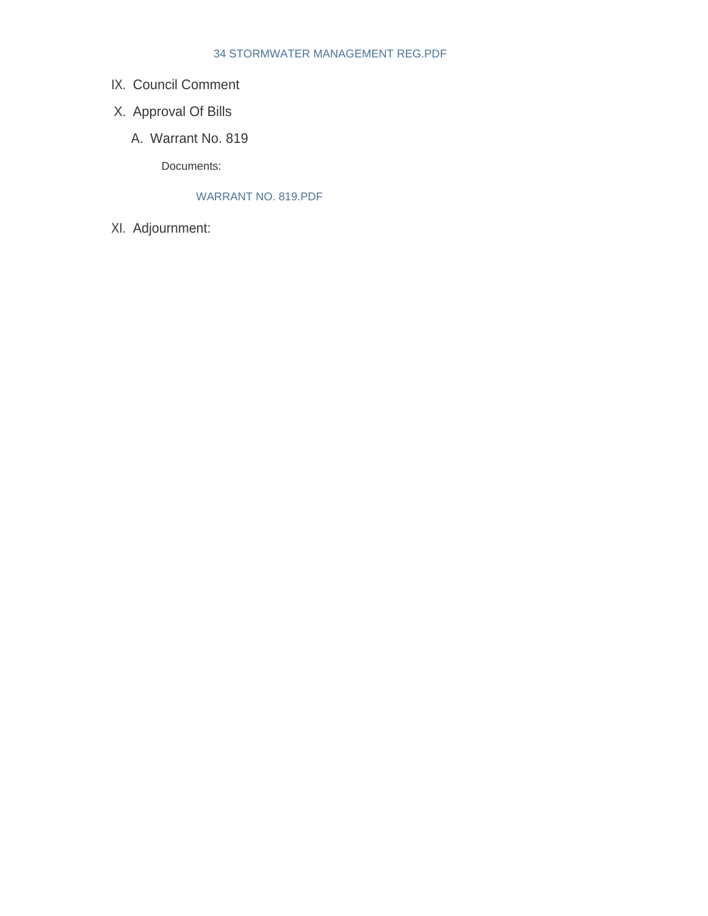34 STORMWATER MANAGEMENT REG.PDF

IX. Council Comment

X. Approval Of Bills

A. Warrant No. 819

Documents:

WARRANT NO. 819.PDF

XI. Adjournment: